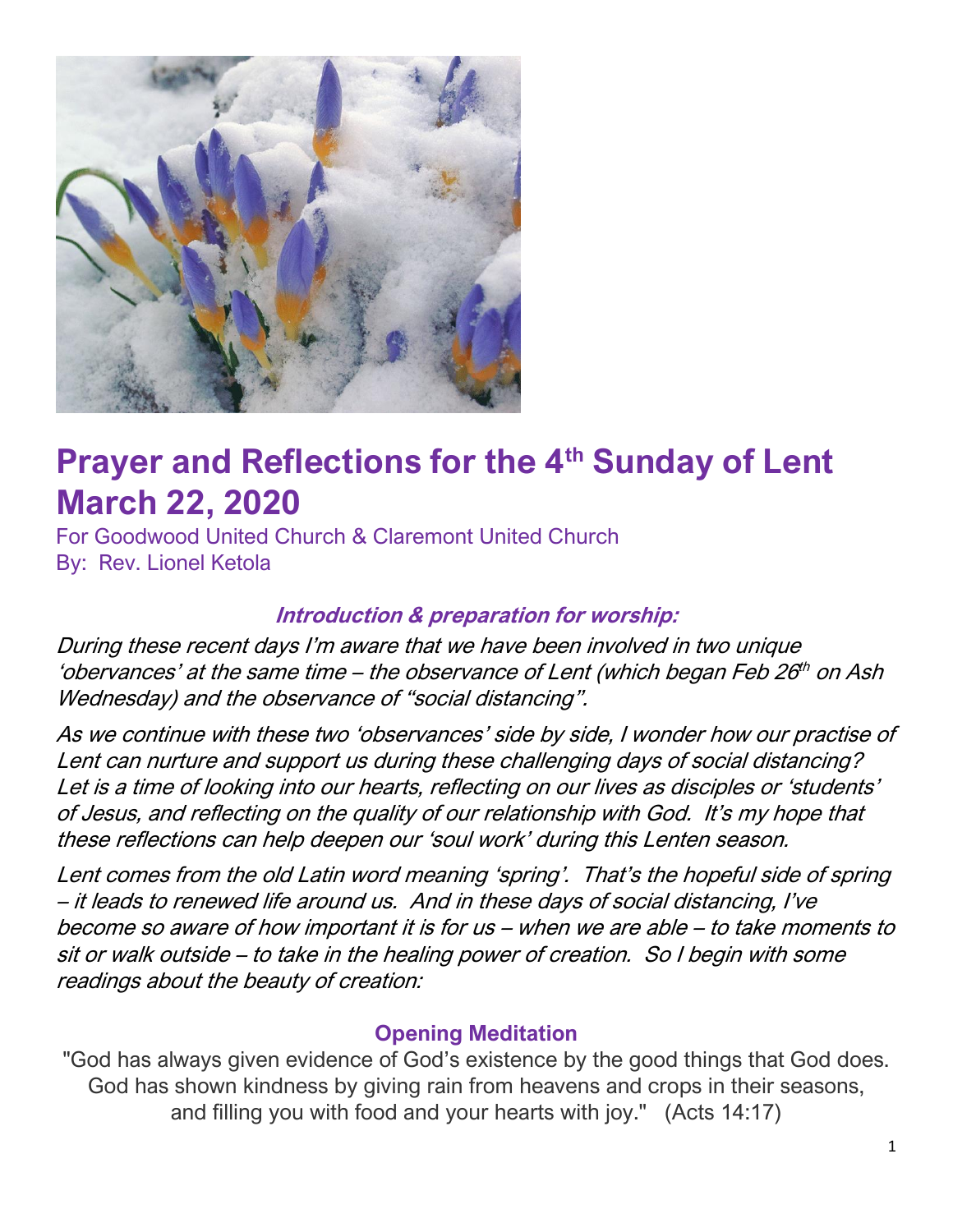# Prayer and Reflections for the 4th Sunday of Lent March 22, 2020

For Goodwood United Church & Claremont United Church
By: Rev. Lionel Ketola

### *Introduction & preparation for worship:*

*During these recent days I'm aware that we have been involved in two unique 'obervances' at the same time – the observance of Lent (which began Feb 26th on Ash Wednesday) and the observance of "social distancing".*

*As we continue with these two 'observances' side by side, I wonder how our practise of Lent can nurture and support us during these challenging days of social distancing? Let is a time of looking into our hearts, reflecting on our lives as disciples or 'students' of Jesus, and reflecting on the quality of our relationship with God. It's my hope that these reflections can help deepen our 'soul work' during this Lenten season.*

*Lent comes from the old Latin word meaning 'spring'. That's the hopeful side of spring – it leads to renewed life around us. And in these days of social distancing, I've become so aware of how important it is for us – when we are able – to take moments to sit or walk outside – to take in the healing power of creation. So I begin with some readings about the beauty of creation:*

### Opening Meditation

"God has always given evidence of God's existence by the good things that God does. God has shown kindness by giving rain from heavens and crops in their seasons, and filling you with food and your hearts with joy." (Acts 14:17)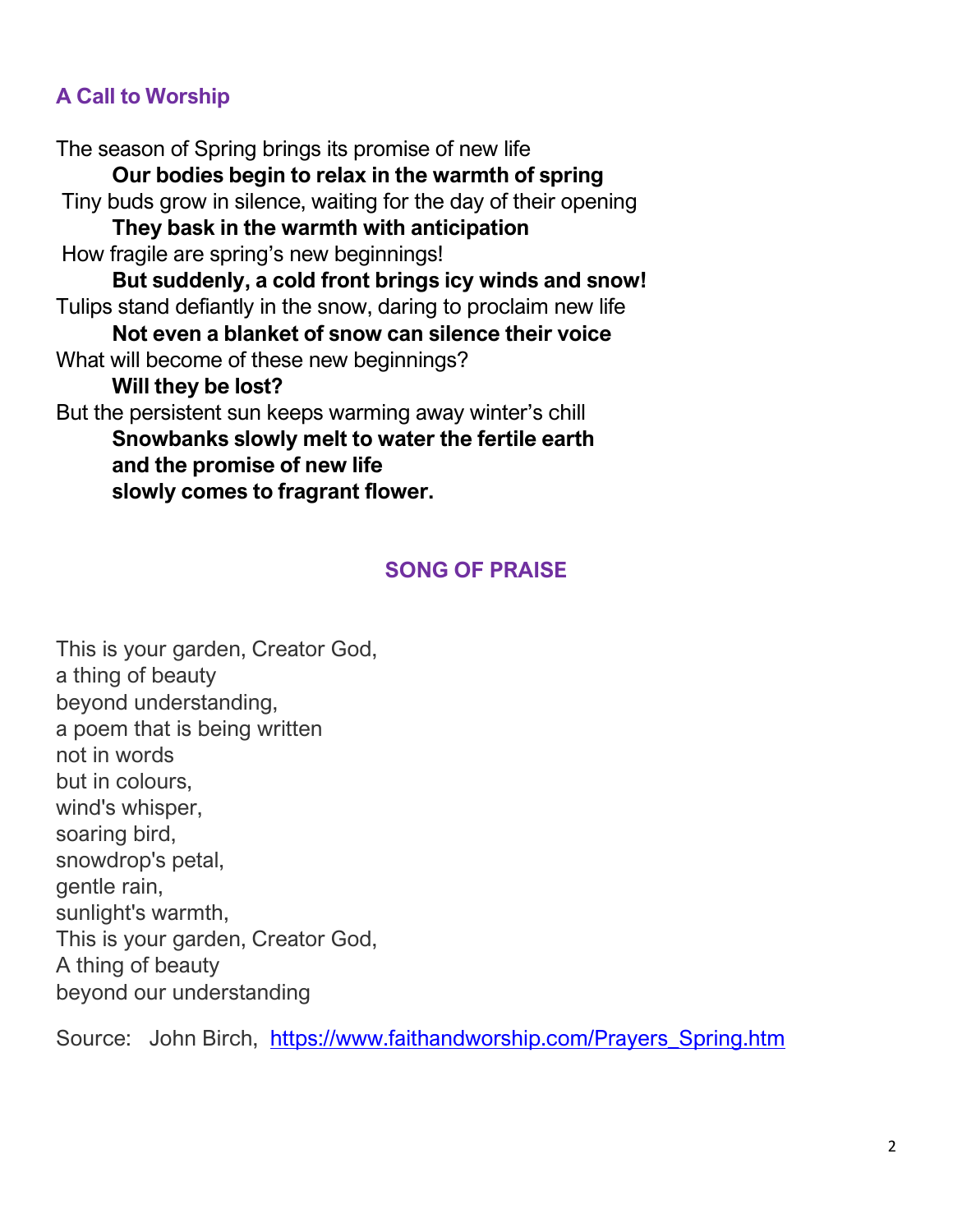## A Call to Worship

The season of Spring brings its promise of new life

**Our bodies begin to relax in the warmth of spring**

Tiny buds grow in silence, waiting for the day of their opening

**They bask in the warmth with anticipation**

How fragile are spring's new beginnings!

**But suddenly, a cold front brings icy winds and snow!**

Tulips stand defiantly in the snow, daring to proclaim new life

**Not even a blanket of snow can silence their voice**

What will become of these new beginnings?

**Will they be lost?**

But the persistent sun keeps warming away winter's chill

**Snowbanks slowly melt to water the fertile earth**
**and the promise of new life**
**slowly comes to fragrant flower.**

## SONG OF PRAISE

This is your garden, Creator God,
a thing of beauty
beyond understanding,
a poem that is being written
not in words
but in colours,
wind's whisper,
soaring bird,
snowdrop's petal,
gentle rain,
sunlight's warmth,
This is your garden, Creator God,
A thing of beauty
beyond our understanding

Source: John Birch, [https://www.faithandworship.com/Prayers_Spring.htm](https://www.faithandworship.com/Prayers_Spring.htm)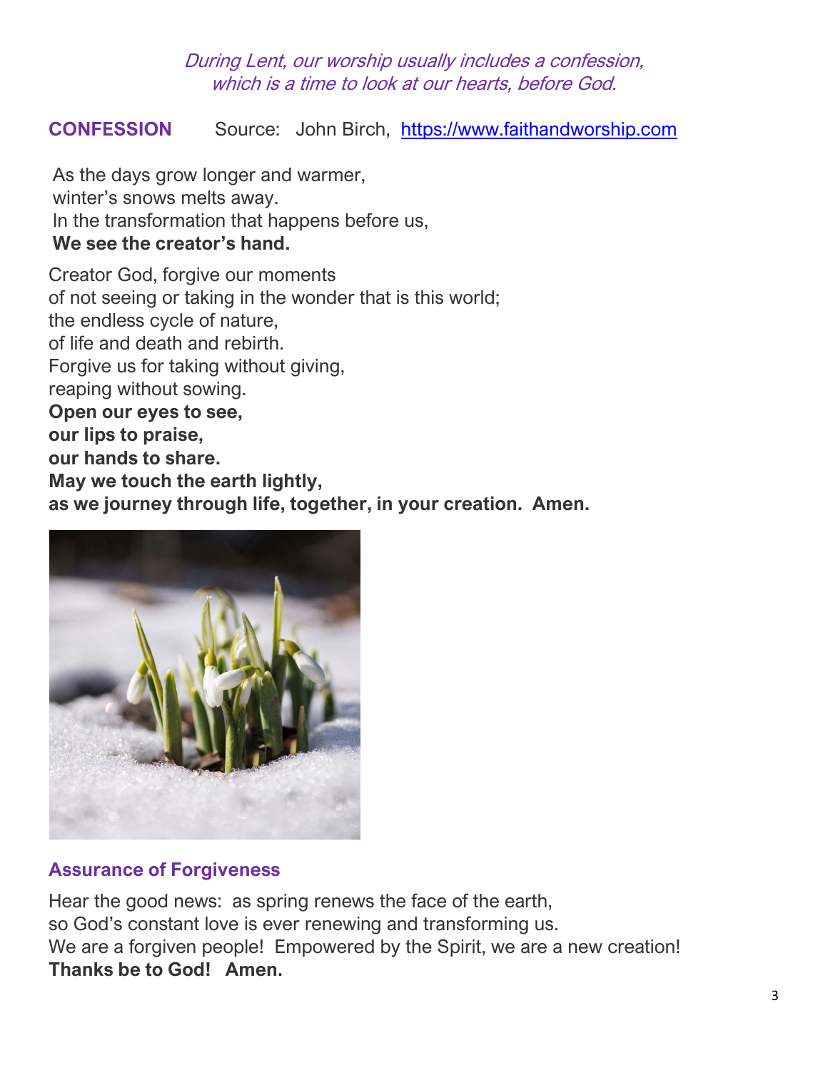*During Lent, our worship usually includes a confession, which is a time to look at our hearts, before God.*

## CONFESSION

Source: John Birch, [https://www.faithandworship.com](https://www.faithandworship.com)

As the days grow longer and warmer,
winter's snows melts away.
In the transformation that happens before us,
**We see the creator's hand.**

Creator God, forgive our moments
of not seeing or taking in the wonder that is this world;
the endless cycle of nature,
of life and death and rebirth.
Forgive us for taking without giving,
reaping without sowing.
**Open our eyes to see,**
**our lips to praise,**
**our hands to share.**
**May we touch the earth lightly,**
**as we journey through life, together, in your creation. Amen.**

## Assurance of Forgiveness

Hear the good news: as spring renews the face of the earth,
so God's constant love is ever renewing and transforming us.
We are a forgiven people! Empowered by the Spirit, we are a new creation!
**Thanks be to God! Amen.**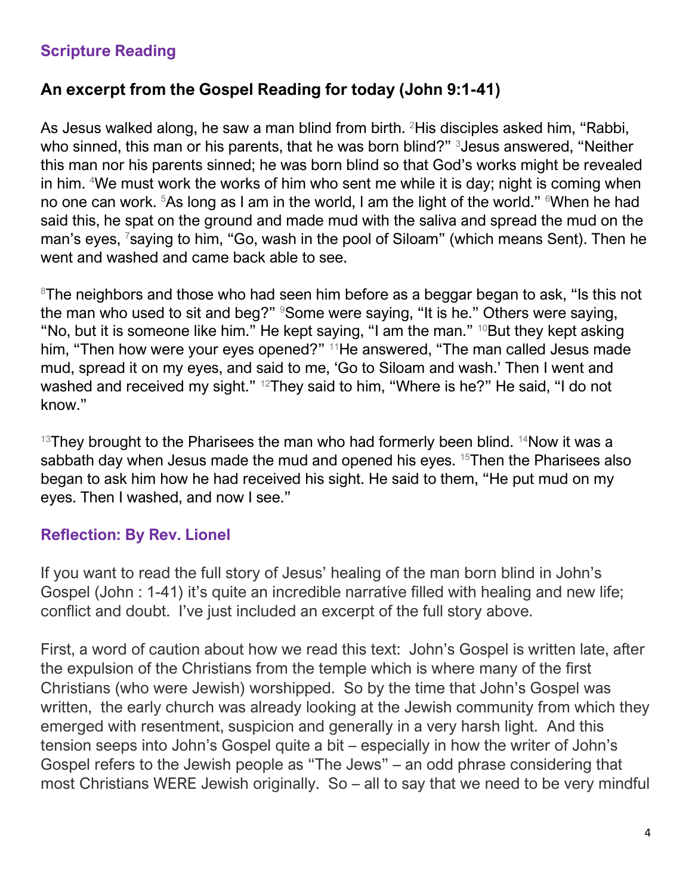## Scripture Reading

### An excerpt from the Gospel Reading for today (John 9:1-41)

As Jesus walked along, he saw a man blind from birth. [2]His disciples asked him, “Rabbi, who sinned, this man or his parents, that he was born blind?” [3]Jesus answered, “Neither this man nor his parents sinned; he was born blind so that God’s works might be revealed in him. [4]We must work the works of him who sent me while it is day; night is coming when no one can work. [5]As long as I am in the world, I am the light of the world.” [6]When he had said this, he spat on the ground and made mud with the saliva and spread the mud on the man’s eyes, [7]saying to him, “Go, wash in the pool of Siloam” (which means Sent). Then he went and washed and came back able to see.

[8]The neighbors and those who had seen him before as a beggar began to ask, “Is this not the man who used to sit and beg?” [9]Some were saying, “It is he.” Others were saying, “No, but it is someone like him.” He kept saying, “I am the man.” [10]But they kept asking him, “Then how were your eyes opened?” [11]He answered, “The man called Jesus made mud, spread it on my eyes, and said to me, ‘Go to Siloam and wash.’ Then I went and washed and received my sight.” [12]They said to him, “Where is he?” He said, “I do not know.”

[13]They brought to the Pharisees the man who had formerly been blind. [14]Now it was a sabbath day when Jesus made the mud and opened his eyes. [15]Then the Pharisees also began to ask him how he had received his sight. He said to them, “He put mud on my eyes. Then I washed, and now I see.”

## Reflection: By Rev. Lionel

If you want to read the full story of Jesus’ healing of the man born blind in John’s Gospel (John : 1-41) it’s quite an incredible narrative filled with healing and new life; conflict and doubt. I’ve just included an excerpt of the full story above.

First, a word of caution about how we read this text: John’s Gospel is written late, after the expulsion of the Christians from the temple which is where many of the first Christians (who were Jewish) worshipped. So by the time that John’s Gospel was written, the early church was already looking at the Jewish community from which they emerged with resentment, suspicion and generally in a very harsh light. And this tension seeps into John’s Gospel quite a bit – especially in how the writer of John’s Gospel refers to the Jewish people as “The Jews” – an odd phrase considering that most Christians WERE Jewish originally. So – all to say that we need to be very mindful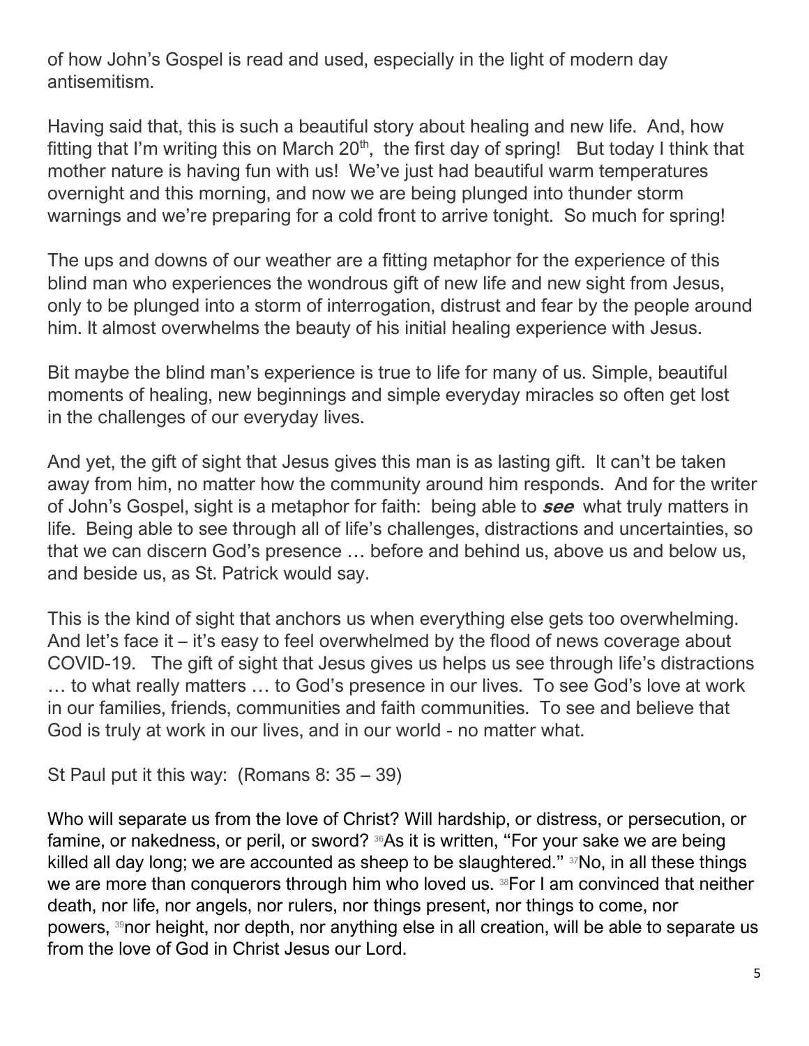of how John's Gospel is read and used, especially in the light of modern day antisemitism.

Having said that, this is such a beautiful story about healing and new life. And, how fitting that I'm writing this on March 20th, the first day of spring! But today I think that mother nature is having fun with us! We've just had beautiful warm temperatures overnight and this morning, and now we are being plunged into thunder storm warnings and we're preparing for a cold front to arrive tonight. So much for spring!

The ups and downs of our weather are a fitting metaphor for the experience of this blind man who experiences the wondrous gift of new life and new sight from Jesus, only to be plunged into a storm of interrogation, distrust and fear by the people around him. It almost overwhelms the beauty of his initial healing experience with Jesus.

Bit maybe the blind man's experience is true to life for many of us. Simple, beautiful moments of healing, new beginnings and simple everyday miracles so often get lost in the challenges of our everyday lives.

And yet, the gift of sight that Jesus gives this man is as lasting gift. It can't be taken away from him, no matter how the community around him responds. And for the writer of John's Gospel, sight is a metaphor for faith: being able to ***see*** what truly matters in life. Being able to see through all of life's challenges, distractions and uncertainties, so that we can discern God's presence … before and behind us, above us and below us, and beside us, as St. Patrick would say.

This is the kind of sight that anchors us when everything else gets too overwhelming. And let's face it – it's easy to feel overwhelmed by the flood of news coverage about COVID-19. The gift of sight that Jesus gives us helps us see through life's distractions … to what really matters … to God's presence in our lives. To see God's love at work in our families, friends, communities and faith communities. To see and believe that God is truly at work in our lives, and in our world - no matter what.

St Paul put it this way: (Romans 8: 35 – 39)

Who will separate us from the love of Christ? Will hardship, or distress, or persecution, or famine, or nakedness, or peril, or sword? [36]As it is written, "For your sake we are being killed all day long; we are accounted as sheep to be slaughtered." [37]No, in all these things we are more than conquerors through him who loved us. [38]For I am convinced that neither death, nor life, nor angels, nor rulers, nor things present, nor things to come, nor powers, [39]nor height, nor depth, nor anything else in all creation, will be able to separate us from the love of God in Christ Jesus our Lord.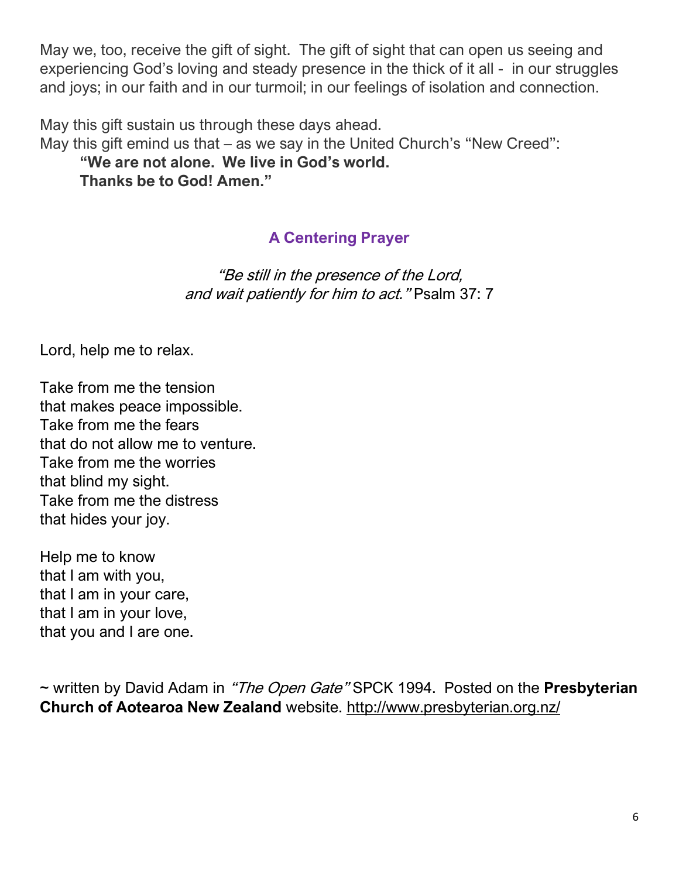May we, too, receive the gift of sight. The gift of sight that can open us seeing and experiencing God's loving and steady presence in the thick of it all - in our struggles and joys; in our faith and in our turmoil; in our feelings of isolation and connection.

May this gift sustain us through these days ahead.
May this gift emind us that – as we say in the United Church's "New Creed":

> **"We are not alone. We live in God's world.**
> **Thanks be to God! Amen."**

## A Centering Prayer

*"Be still in the presence of the Lord,*
*and wait patiently for him to act."* Psalm 37: 7

Lord, help me to relax.

Take from me the tension
that makes peace impossible.
Take from me the fears
that do not allow me to venture.
Take from me the worries
that blind my sight.
Take from me the distress
that hides your joy.

Help me to know
that I am with you,
that I am in your care,
that I am in your love,
that you and I are one.

~ written by David Adam in *"The Open Gate"* SPCK 1994. Posted on the **Presbyterian Church of Aotearoa New Zealand** website. http://www.presbyterian.org.nz/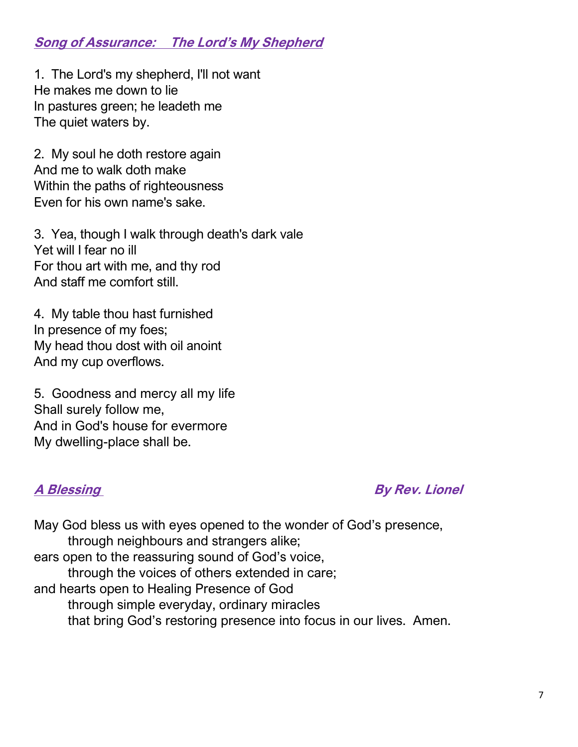***Song of Assurance: The Lord's My Shepherd***

1. The Lord's my shepherd, I'll not want
He makes me down to lie
In pastures green; he leadeth me
The quiet waters by.

2. My soul he doth restore again
And me to walk doth make
Within the paths of righteousness
Even for his own name's sake.

3. Yea, though I walk through death's dark vale
Yet will I fear no ill
For thou art with me, and thy rod
And staff me comfort still.

4. My table thou hast furnished
In presence of my foes;
My head thou dost with oil anoint
And my cup overflows.

5. Goodness and mercy all my life
Shall surely follow me,
And in God's house for evermore
My dwelling-place shall be.

***A Blessing*** ***By Rev. Lionel***

May God bless us with eyes opened to the wonder of God's presence,
  through neighbours and strangers alike;
ears open to the reassuring sound of God's voice,
  through the voices of others extended in care;
and hearts open to Healing Presence of God
  through simple everyday, ordinary miracles
  that bring God's restoring presence into focus in our lives. Amen.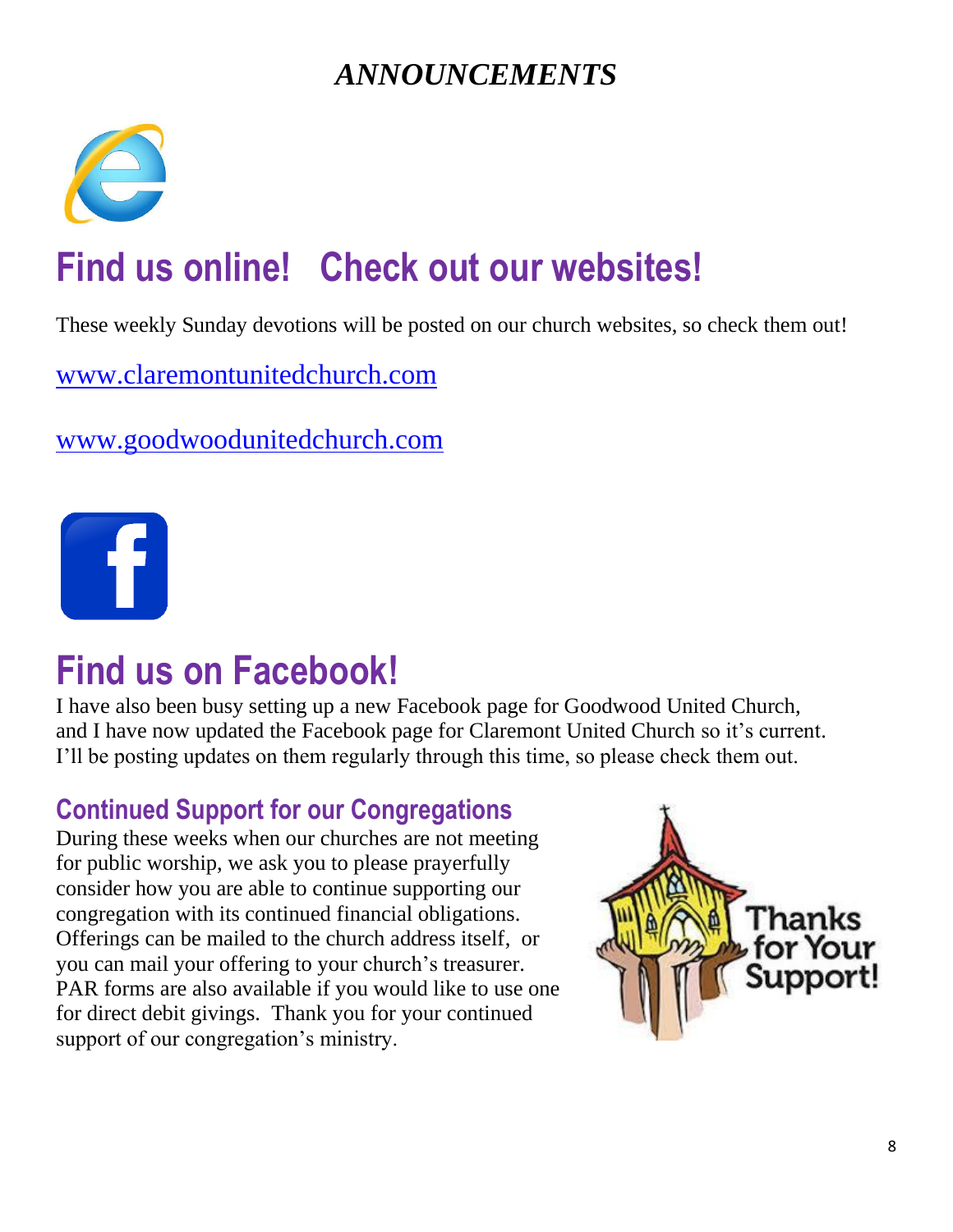# *ANNOUNCEMENTS*

## Find us online! Check out our websites!

These weekly Sunday devotions will be posted on our church websites, so check them out!

www.claremontunitedchurch.com

www.goodwoodunitedchurch.com

## Find us on Facebook!

I have also been busy setting up a new Facebook page for Goodwood United Church, and I have now updated the Facebook page for Claremont United Church so it's current. I'll be posting updates on them regularly through this time, so please check them out.

### Continued Support for our Congregations

During these weeks when our churches are not meeting for public worship, we ask you to please prayerfully consider how you are able to continue supporting our congregation with its continued financial obligations. Offerings can be mailed to the church address itself, or you can mail your offering to your church's treasurer. PAR forms are also available if you would like to use one for direct debit givings. Thank you for your continued support of our congregation's ministry.